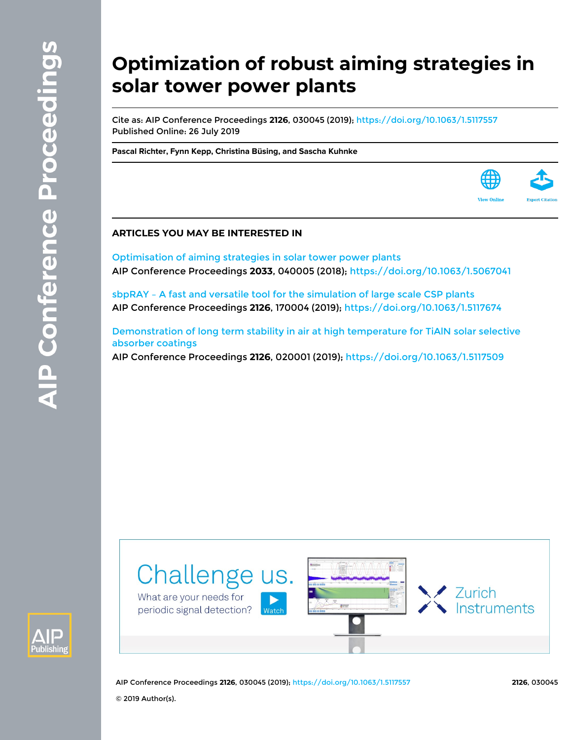# Optimization of robust aiming strategies in solar tower power plants

Cite as: AIP Conference Proceedings **2126**, 030045 (2019); https://doi.org/10.1063/1.5117557
Published Online: 26 July 2019

**Pascal Richter, Fynn Kepp, Christina Büsing, and Sascha Kuhnke**

## ARTICLES YOU MAY BE INTERESTED IN

Optimisation of aiming strategies in solar tower power plants
AIP Conference Proceedings **2033**, 040005 (2018); https://doi.org/10.1063/1.5067041

sbpRAY – A fast and versatile tool for the simulation of large scale CSP plants
AIP Conference Proceedings **2126**, 170004 (2019); https://doi.org/10.1063/1.5117674

Demonstration of long term stability in air at high temperature for TiAlN solar selective absorber coatings
AIP Conference Proceedings **2126**, 020001 (2019); https://doi.org/10.1063/1.5117509

© 2019 Author(s).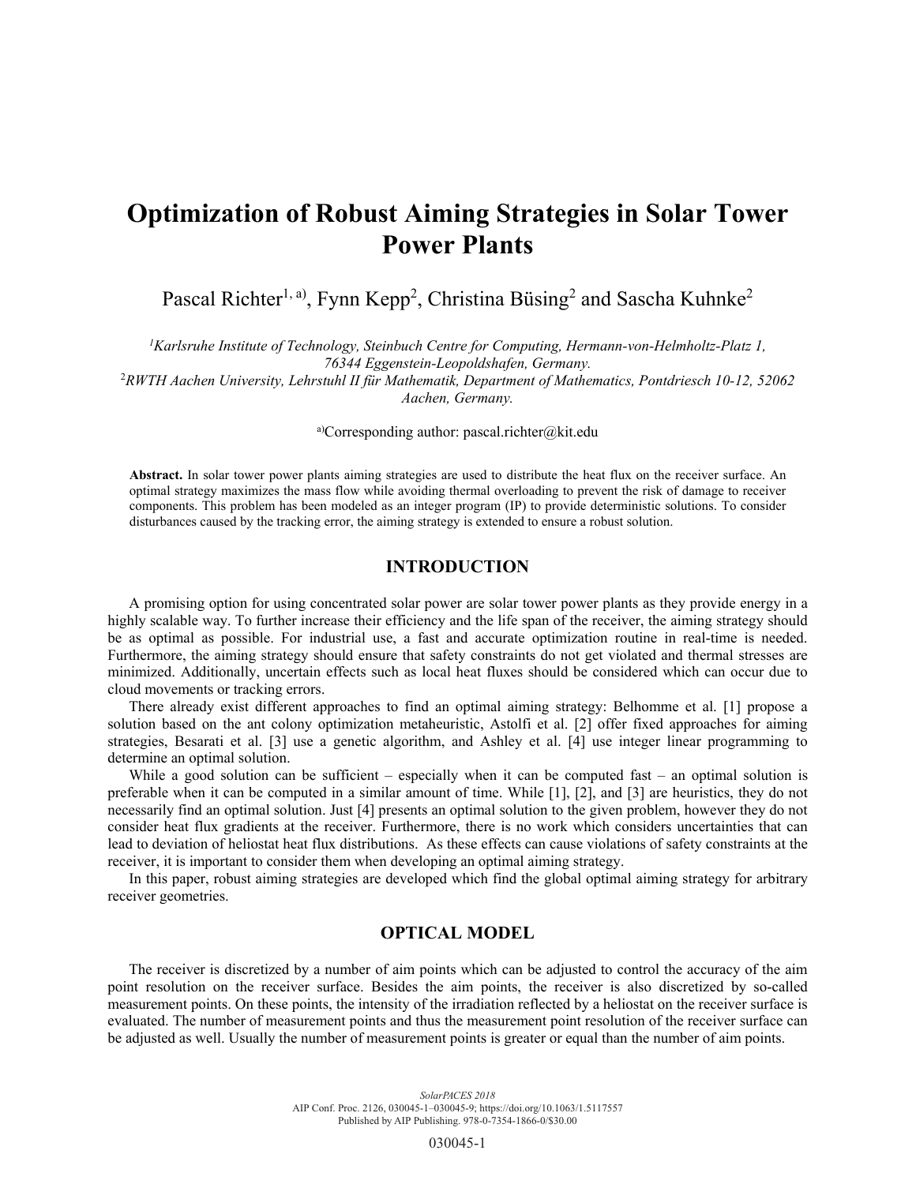# Optimization of Robust Aiming Strategies in Solar Tower Power Plants

Pascal Richter[1, a)], Fynn Kepp[2], Christina Büsing[2] and Sascha Kuhnke[2]

*[1]Karlsruhe Institute of Technology, Steinbuch Centre for Computing, Hermann-von-Helmholtz-Platz 1, 76344 Eggenstein-Leopoldshafen, Germany.*
*[2]RWTH Aachen University, Lehrstuhl II für Mathematik, Department of Mathematics, Pontdriesch 10-12, 52062 Aachen, Germany.*

[a)]Corresponding author: pascal.richter@kit.edu

**Abstract.** In solar tower power plants aiming strategies are used to distribute the heat flux on the receiver surface. An optimal strategy maximizes the mass flow while avoiding thermal overloading to prevent the risk of damage to receiver components. This problem has been modeled as an integer program (IP) to provide deterministic solutions. To consider disturbances caused by the tracking error, the aiming strategy is extended to ensure a robust solution.

## INTRODUCTION

A promising option for using concentrated solar power are solar tower power plants as they provide energy in a highly scalable way. To further increase their efficiency and the life span of the receiver, the aiming strategy should be as optimal as possible. For industrial use, a fast and accurate optimization routine in real-time is needed. Furthermore, the aiming strategy should ensure that safety constraints do not get violated and thermal stresses are minimized. Additionally, uncertain effects such as local heat fluxes should be considered which can occur due to cloud movements or tracking errors.

There already exist different approaches to find an optimal aiming strategy: Belhomme et al. [1] propose a solution based on the ant colony optimization metaheuristic, Astolfi et al. [2] offer fixed approaches for aiming strategies, Besarati et al. [3] use a genetic algorithm, and Ashley et al. [4] use integer linear programming to determine an optimal solution.

While a good solution can be sufficient – especially when it can be computed fast – an optimal solution is preferable when it can be computed in a similar amount of time. While [1], [2], and [3] are heuristics, they do not necessarily find an optimal solution. Just [4] presents an optimal solution to the given problem, however they do not consider heat flux gradients at the receiver. Furthermore, there is no work which considers uncertainties that can lead to deviation of heliostat heat flux distributions. As these effects can cause violations of safety constraints at the receiver, it is important to consider them when developing an optimal aiming strategy.

In this paper, robust aiming strategies are developed which find the global optimal aiming strategy for arbitrary receiver geometries.

## OPTICAL MODEL

The receiver is discretized by a number of aim points which can be adjusted to control the accuracy of the aim point resolution on the receiver surface. Besides the aim points, the receiver is also discretized by so-called measurement points. On these points, the intensity of the irradiation reflected by a heliostat on the receiver surface is evaluated. The number of measurement points and thus the measurement point resolution of the receiver surface can be adjusted as well. Usually the number of measurement points is greater or equal than the number of aim points.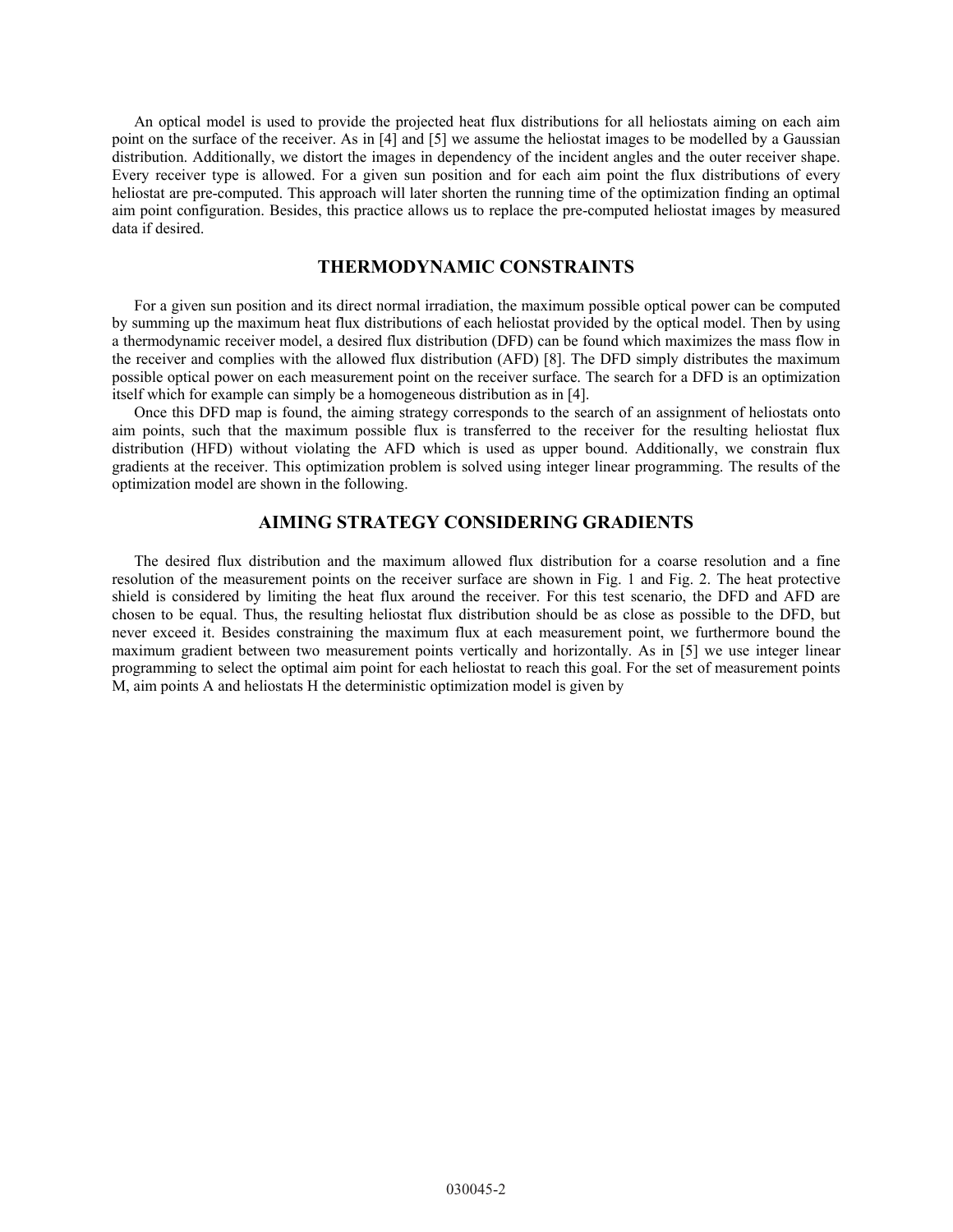An optical model is used to provide the projected heat flux distributions for all heliostats aiming on each aim point on the surface of the receiver. As in [4] and [5] we assume the heliostat images to be modelled by a Gaussian distribution. Additionally, we distort the images in dependency of the incident angles and the outer receiver shape. Every receiver type is allowed. For a given sun position and for each aim point the flux distributions of every heliostat are pre-computed. This approach will later shorten the running time of the optimization finding an optimal aim point configuration. Besides, this practice allows us to replace the pre-computed heliostat images by measured data if desired.

## THERMODYNAMIC CONSTRAINTS

For a given sun position and its direct normal irradiation, the maximum possible optical power can be computed by summing up the maximum heat flux distributions of each heliostat provided by the optical model. Then by using a thermodynamic receiver model, a desired flux distribution (DFD) can be found which maximizes the mass flow in the receiver and complies with the allowed flux distribution (AFD) [8]. The DFD simply distributes the maximum possible optical power on each measurement point on the receiver surface. The search for a DFD is an optimization itself which for example can simply be a homogeneous distribution as in [4].

Once this DFD map is found, the aiming strategy corresponds to the search of an assignment of heliostats onto aim points, such that the maximum possible flux is transferred to the receiver for the resulting heliostat flux distribution (HFD) without violating the AFD which is used as upper bound. Additionally, we constrain flux gradients at the receiver. This optimization problem is solved using integer linear programming. The results of the optimization model are shown in the following.

## AIMING STRATEGY CONSIDERING GRADIENTS

The desired flux distribution and the maximum allowed flux distribution for a coarse resolution and a fine resolution of the measurement points on the receiver surface are shown in Fig. 1 and Fig. 2. The heat protective shield is considered by limiting the heat flux around the receiver. For this test scenario, the DFD and AFD are chosen to be equal. Thus, the resulting heliostat flux distribution should be as close as possible to the DFD, but never exceed it. Besides constraining the maximum flux at each measurement point, we furthermore bound the maximum gradient between two measurement points vertically and horizontally. As in [5] we use integer linear programming to select the optimal aim point for each heliostat to reach this goal. For the set of measurement points M, aim points A and heliostats H the deterministic optimization model is given by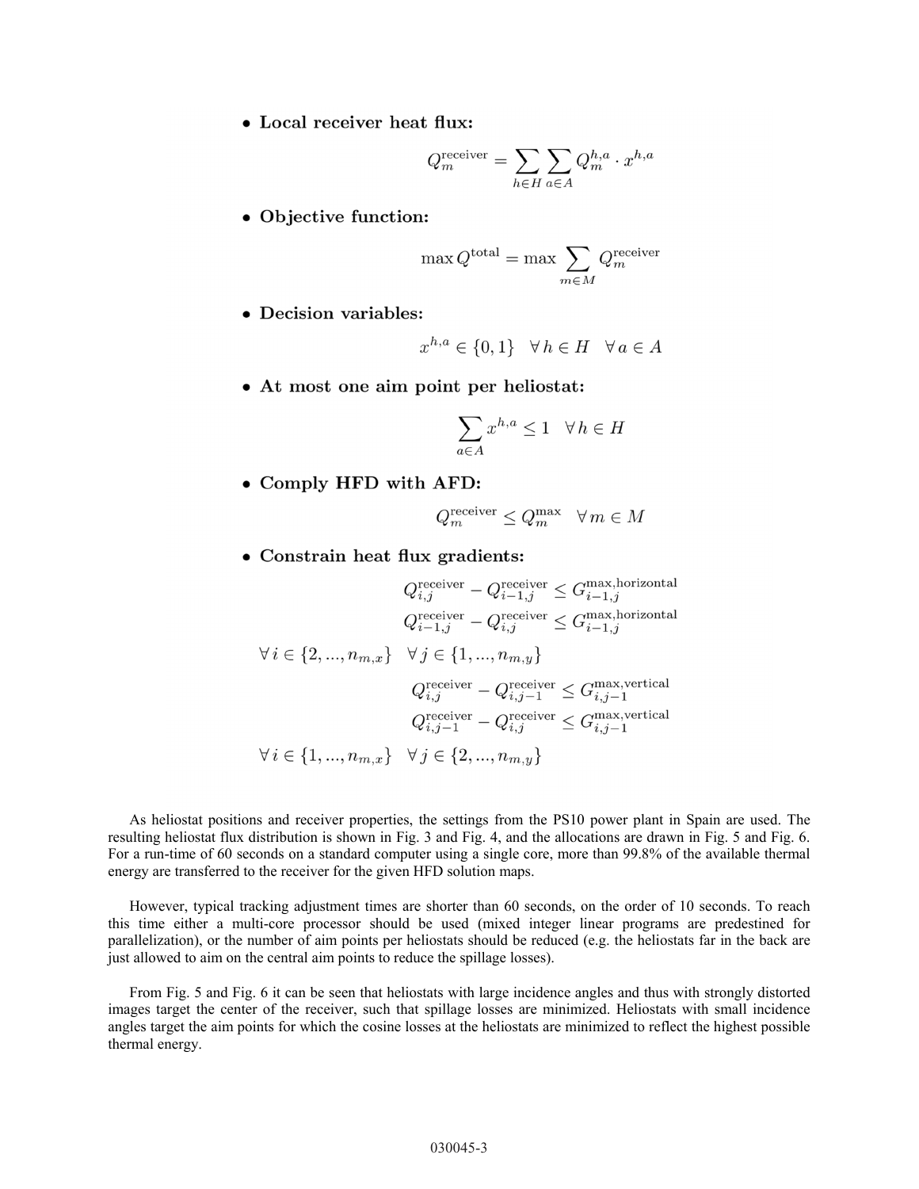- **Local receiver heat flux:**

$$Q_m^{\text{receiver}} = \sum_{h \in H} \sum_{a \in A} Q_m^{h,a} \cdot x^{h,a}$$

- **Objective function:**

$$\max Q^{\text{total}} = \max \sum_{m \in M} Q_m^{\text{receiver}}$$

- **Decision variables:**

$$x^{h,a} \in \{0, 1\} \quad \forall h \in H \quad \forall a \in A$$

- **At most one aim point per heliostat:**

$$\sum_{a \in A} x^{h,a} \leq 1 \quad \forall h \in H$$

- **Comply HFD with AFD:**

$$Q_m^{\text{receiver}} \leq Q_m^{\max} \quad \forall m \in M$$

- **Constrain heat flux gradients:**

$$Q_{i,j}^{\text{receiver}} - Q_{i-1,j}^{\text{receiver}} \leq G_{i-1,j}^{\max,\text{horizontal}}$$
$$Q_{i-1,j}^{\text{receiver}} - Q_{i,j}^{\text{receiver}} \leq G_{i-1,j}^{\max,\text{horizontal}}$$
$$\forall i \in \{2, ..., n_{m,x}\} \quad \forall j \in \{1, ..., n_{m,y}\}$$
$$Q_{i,j}^{\text{receiver}} - Q_{i,j-1}^{\text{receiver}} \leq G_{i,j-1}^{\max,\text{vertical}}$$
$$Q_{i,j-1}^{\text{receiver}} - Q_{i,j}^{\text{receiver}} \leq G_{i,j-1}^{\max,\text{vertical}}$$
$$\forall i \in \{1, ..., n_{m,x}\} \quad \forall j \in \{2, ..., n_{m,y}\}$$

As heliostat positions and receiver properties, the settings from the PS10 power plant in Spain are used. The resulting heliostat flux distribution is shown in Fig. 3 and Fig. 4, and the allocations are drawn in Fig. 5 and Fig. 6. For a run-time of 60 seconds on a standard computer using a single core, more than 99.8% of the available thermal energy are transferred to the receiver for the given HFD solution maps.

However, typical tracking adjustment times are shorter than 60 seconds, on the order of 10 seconds. To reach this time either a multi-core processor should be used (mixed integer linear programs are predestined for parallelization), or the number of aim points per heliostats should be reduced (e.g. the heliostats far in the back are just allowed to aim on the central aim points to reduce the spillage losses).

From Fig. 5 and Fig. 6 it can be seen that heliostats with large incidence angles and thus with strongly distorted images target the center of the receiver, such that spillage losses are minimized. Heliostats with small incidence angles target the aim points for which the cosine losses at the heliostats are minimized to reflect the highest possible thermal energy.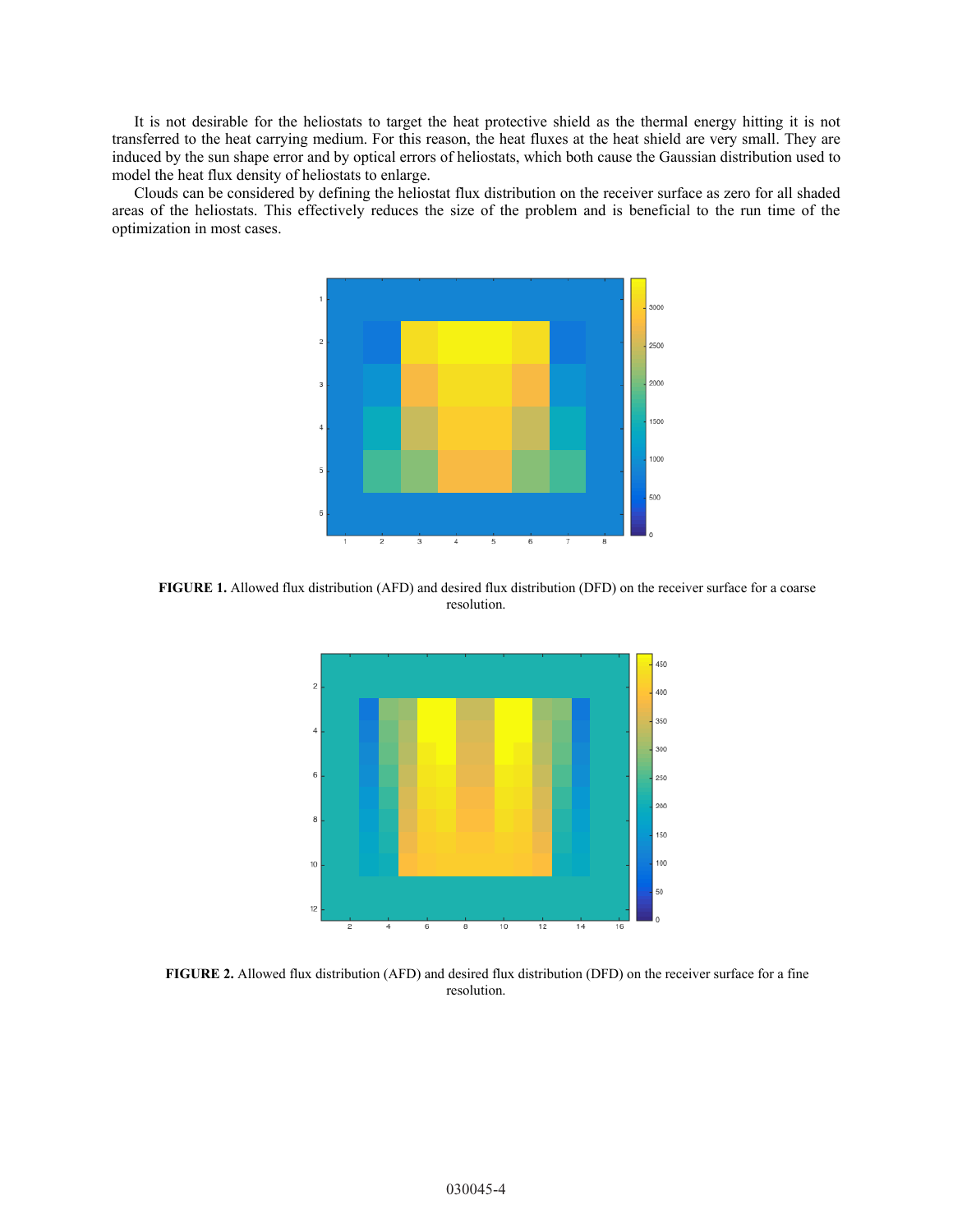It is not desirable for the heliostats to target the heat protective shield as the thermal energy hitting it is not transferred to the heat carrying medium. For this reason, the heat fluxes at the heat shield are very small. They are induced by the sun shape error and by optical errors of heliostats, which both cause the Gaussian distribution used to model the heat flux density of heliostats to enlarge.

Clouds can be considered by defining the heliostat flux distribution on the receiver surface as zero for all shaded areas of the heliostats. This effectively reduces the size of the problem and is beneficial to the run time of the optimization in most cases.

**FIGURE 1.** Allowed flux distribution (AFD) and desired flux distribution (DFD) on the receiver surface for a coarse resolution.

**FIGURE 2.** Allowed flux distribution (AFD) and desired flux distribution (DFD) on the receiver surface for a fine resolution.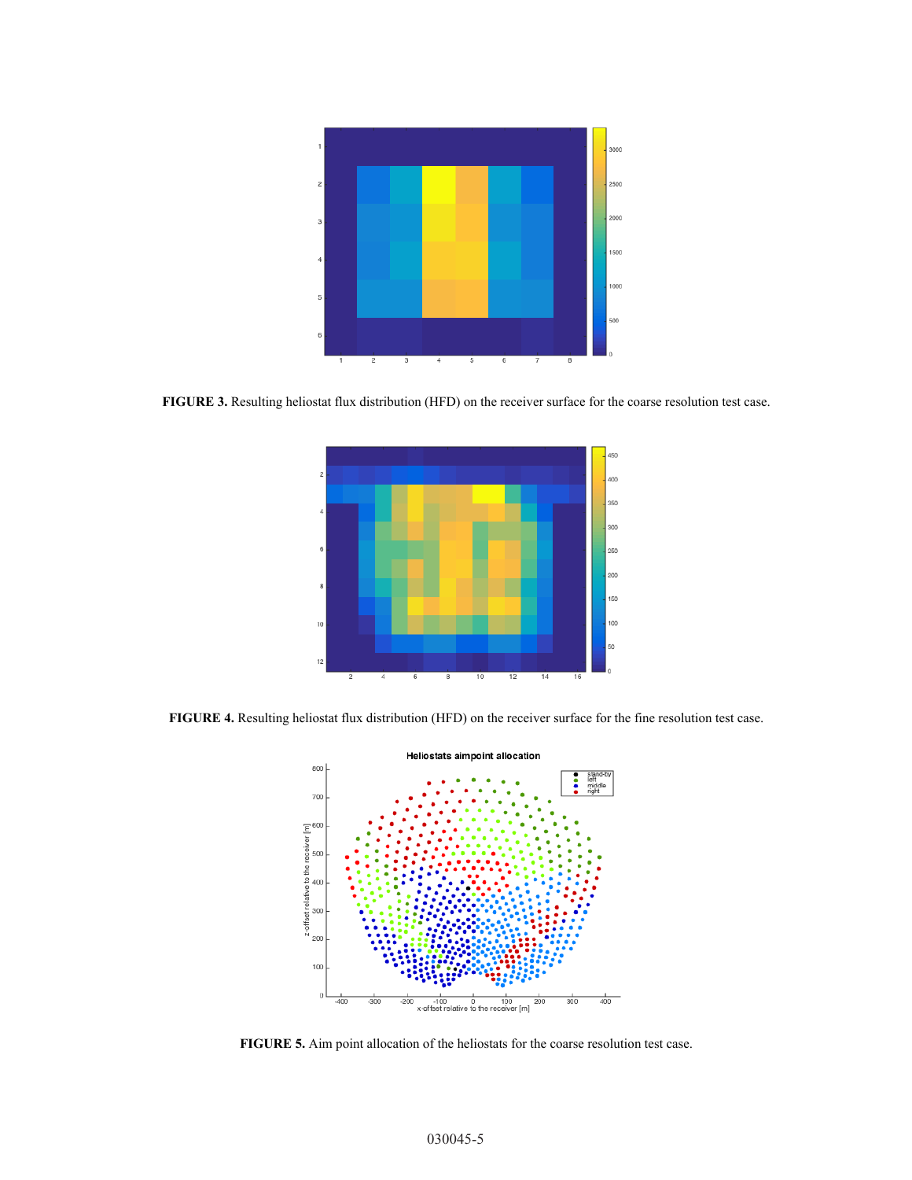**FIGURE 3.** Resulting heliostat flux distribution (HFD) on the receiver surface for the coarse resolution test case.

**FIGURE 4.** Resulting heliostat flux distribution (HFD) on the receiver surface for the fine resolution test case.

**FIGURE 5.** Aim point allocation of the heliostats for the coarse resolution test case.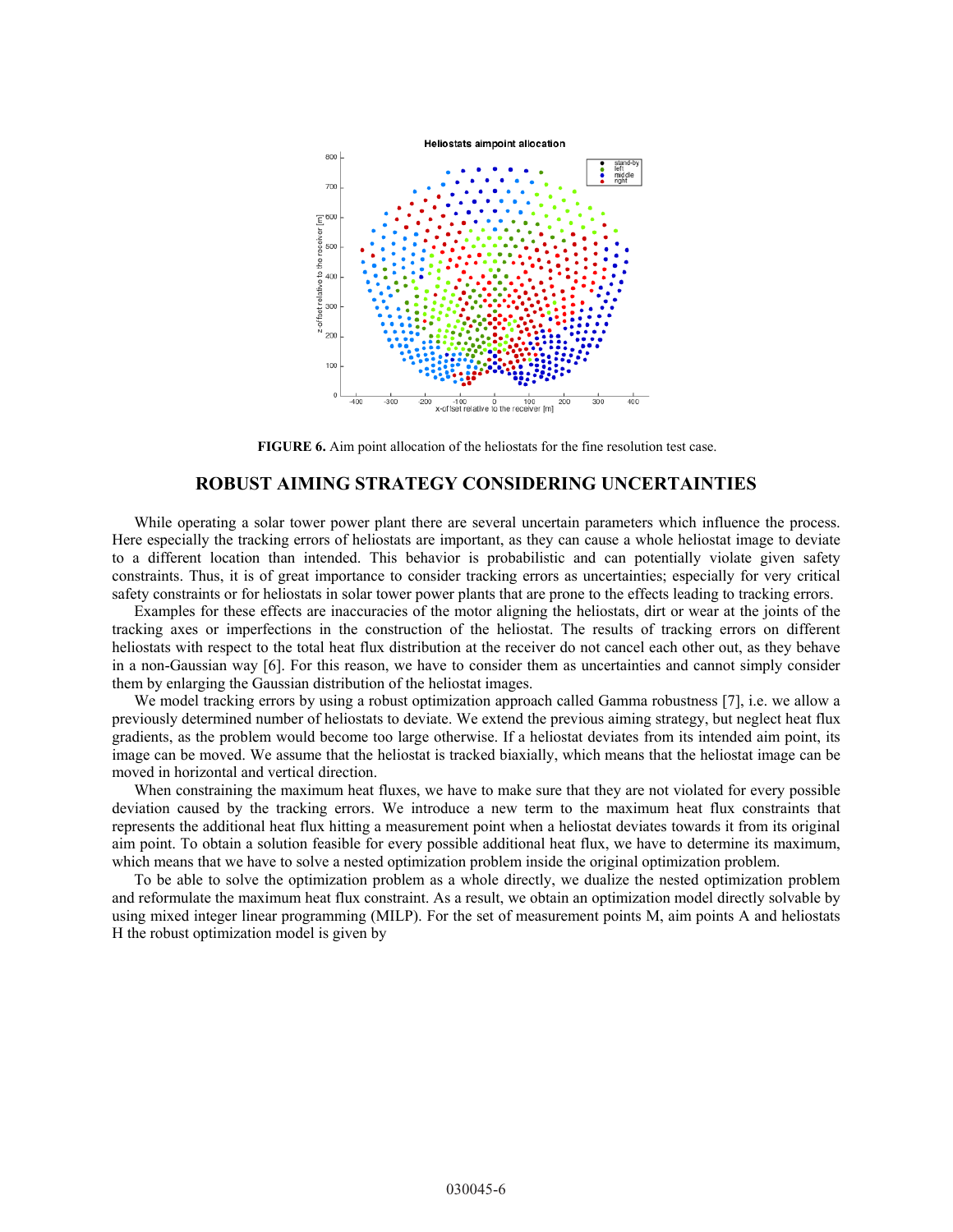**FIGURE 6.** Aim point allocation of the heliostats for the fine resolution test case.

## ROBUST AIMING STRATEGY CONSIDERING UNCERTAINTIES

While operating a solar tower power plant there are several uncertain parameters which influence the process. Here especially the tracking errors of heliostats are important, as they can cause a whole heliostat image to deviate to a different location than intended. This behavior is probabilistic and can potentially violate given safety constraints. Thus, it is of great importance to consider tracking errors as uncertainties; especially for very critical safety constraints or for heliostats in solar tower power plants that are prone to the effects leading to tracking errors.

Examples for these effects are inaccuracies of the motor aligning the heliostats, dirt or wear at the joints of the tracking axes or imperfections in the construction of the heliostat. The results of tracking errors on different heliostats with respect to the total heat flux distribution at the receiver do not cancel each other out, as they behave in a non-Gaussian way [6]. For this reason, we have to consider them as uncertainties and cannot simply consider them by enlarging the Gaussian distribution of the heliostat images.

We model tracking errors by using a robust optimization approach called Gamma robustness [7], i.e. we allow a previously determined number of heliostats to deviate. We extend the previous aiming strategy, but neglect heat flux gradients, as the problem would become too large otherwise. If a heliostat deviates from its intended aim point, its image can be moved. We assume that the heliostat is tracked biaxially, which means that the heliostat image can be moved in horizontal and vertical direction.

When constraining the maximum heat fluxes, we have to make sure that they are not violated for every possible deviation caused by the tracking errors. We introduce a new term to the maximum heat flux constraints that represents the additional heat flux hitting a measurement point when a heliostat deviates towards it from its original aim point. To obtain a solution feasible for every possible additional heat flux, we have to determine its maximum, which means that we have to solve a nested optimization problem inside the original optimization problem.

To be able to solve the optimization problem as a whole directly, we dualize the nested optimization problem and reformulate the maximum heat flux constraint. As a result, we obtain an optimization model directly solvable by using mixed integer linear programming (MILP). For the set of measurement points M, aim points A and heliostats H the robust optimization model is given by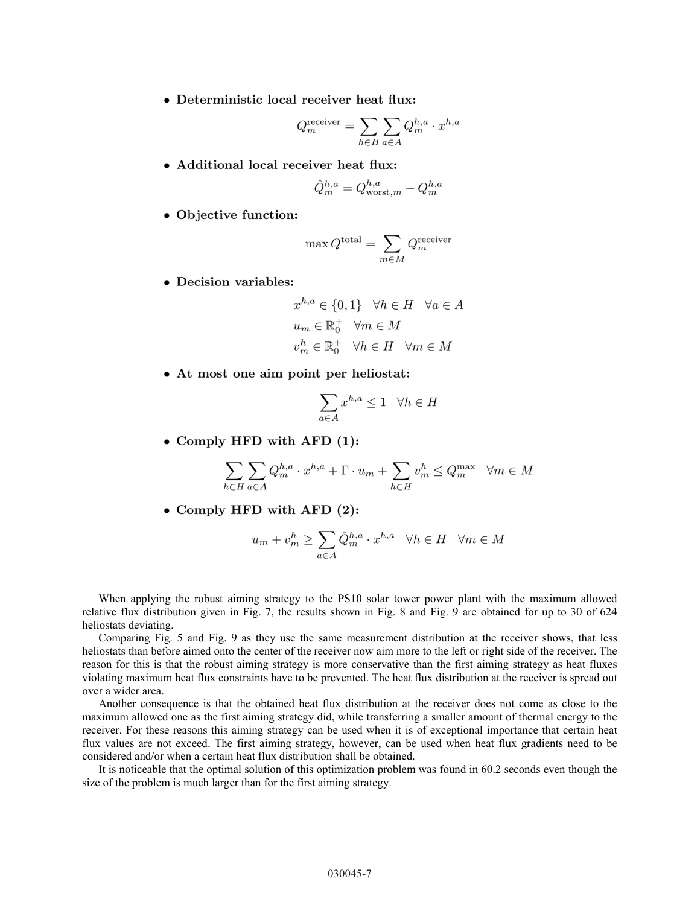- **Deterministic local receiver heat flux:**

$$Q_m^{\text{receiver}} = \sum_{h \in H} \sum_{a \in A} Q_m^{h,a} \cdot x^{h,a}$$

- **Additional local receiver heat flux:**

$$\hat{Q}_m^{h,a} = Q_{\text{worst},m}^{h,a} - Q_m^{h,a}$$

- **Objective function:**

$$\max Q^{\text{total}} = \sum_{m \in M} Q_m^{\text{receiver}}$$

- **Decision variables:**

$$x^{h,a} \in \{0,1\} \quad \forall h \in H \quad \forall a \in A$$
$$u_m \in \mathbb{R}_0^+ \quad \forall m \in M$$
$$v_m^h \in \mathbb{R}_0^+ \quad \forall h \in H \quad \forall m \in M$$

- **At most one aim point per heliostat:**

$$\sum_{a \in A} x^{h,a} \leq 1 \quad \forall h \in H$$

- **Comply HFD with AFD (1):**

$$\sum_{h \in H} \sum_{a \in A} Q_m^{h,a} \cdot x^{h,a} + \Gamma \cdot u_m + \sum_{h \in H} v_m^h \leq Q_m^{\max} \quad \forall m \in M$$

- **Comply HFD with AFD (2):**

$$u_m + v_m^h \geq \sum_{a \in A} \hat{Q}_m^{h,a} \cdot x^{h,a} \quad \forall h \in H \quad \forall m \in M$$

When applying the robust aiming strategy to the PS10 solar tower power plant with the maximum allowed relative flux distribution given in Fig. 7, the results shown in Fig. 8 and Fig. 9 are obtained for up to 30 of 624 heliostats deviating.

Comparing Fig. 5 and Fig. 9 as they use the same measurement distribution at the receiver shows, that less heliostats than before aimed onto the center of the receiver now aim more to the left or right side of the receiver. The reason for this is that the robust aiming strategy is more conservative than the first aiming strategy as heat fluxes violating maximum heat flux constraints have to be prevented. The heat flux distribution at the receiver is spread out over a wider area.

Another consequence is that the obtained heat flux distribution at the receiver does not come as close to the maximum allowed one as the first aiming strategy did, while transferring a smaller amount of thermal energy to the receiver. For these reasons this aiming strategy can be used when it is of exceptional importance that certain heat flux values are not exceed. The first aiming strategy, however, can be used when heat flux gradients need to be considered and/or when a certain heat flux distribution shall be obtained.

It is noticeable that the optimal solution of this optimization problem was found in 60.2 seconds even though the size of the problem is much larger than for the first aiming strategy.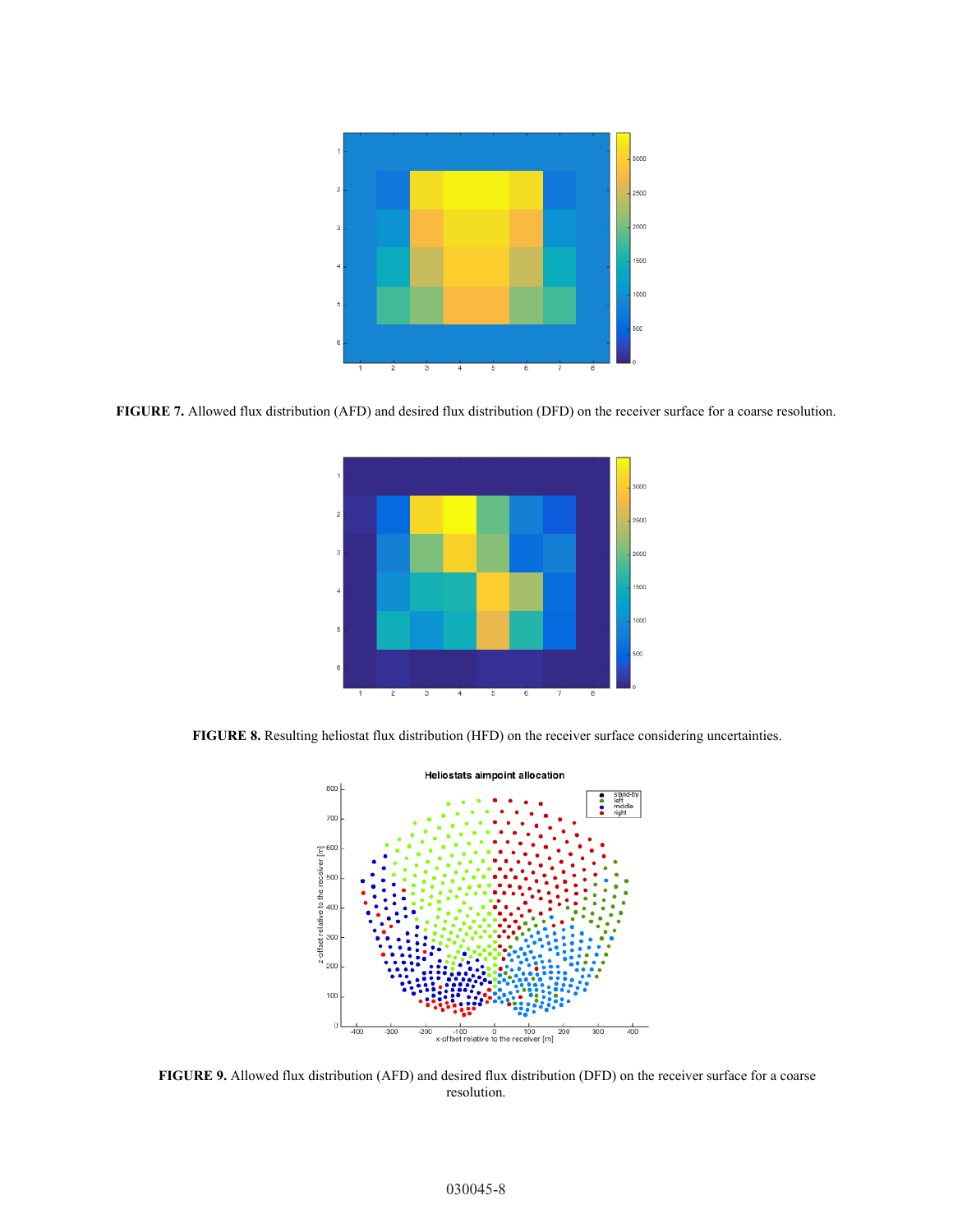**FIGURE 7.** Allowed flux distribution (AFD) and desired flux distribution (DFD) on the receiver surface for a coarse resolution.

**FIGURE 8.** Resulting heliostat flux distribution (HFD) on the receiver surface considering uncertainties.

**FIGURE 9.** Allowed flux distribution (AFD) and desired flux distribution (DFD) on the receiver surface for a coarse resolution.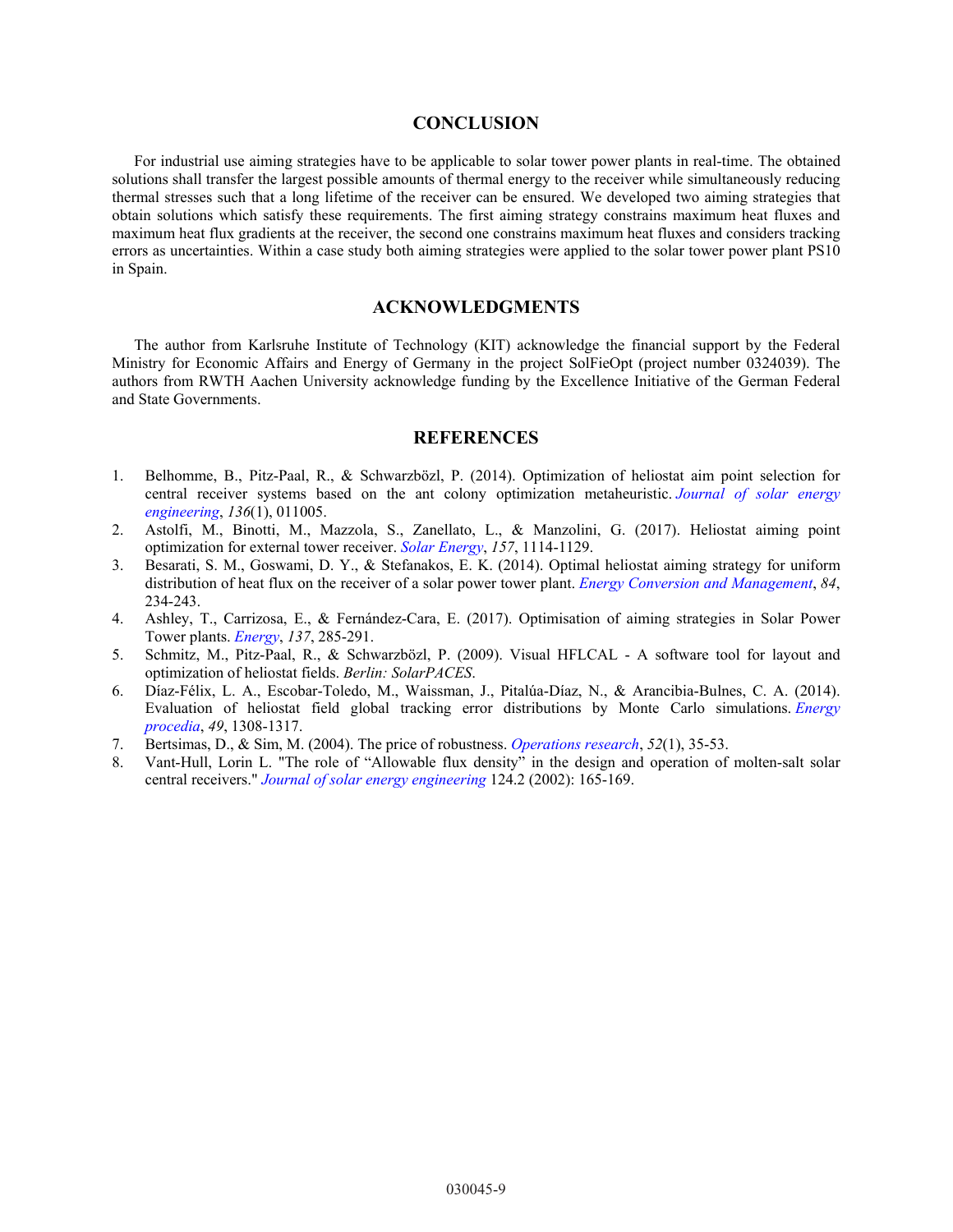## CONCLUSION

For industrial use aiming strategies have to be applicable to solar tower power plants in real-time. The obtained solutions shall transfer the largest possible amounts of thermal energy to the receiver while simultaneously reducing thermal stresses such that a long lifetime of the receiver can be ensured. We developed two aiming strategies that obtain solutions which satisfy these requirements. The first aiming strategy constrains maximum heat fluxes and maximum heat flux gradients at the receiver, the second one constrains maximum heat fluxes and considers tracking errors as uncertainties. Within a case study both aiming strategies were applied to the solar tower power plant PS10 in Spain.

## ACKNOWLEDGMENTS

The author from Karlsruhe Institute of Technology (KIT) acknowledge the financial support by the Federal Ministry for Economic Affairs and Energy of Germany in the project SolFieOpt (project number 0324039). The authors from RWTH Aachen University acknowledge funding by the Excellence Initiative of the German Federal and State Governments.

## REFERENCES

1. Belhomme, B., Pitz-Paal, R., & Schwarzbözl, P. (2014). Optimization of heliostat aim point selection for central receiver systems based on the ant colony optimization metaheuristic. *Journal of solar energy engineering*, *136*(1), 011005.
2. Astolfi, M., Binotti, M., Mazzola, S., Zanellato, L., & Manzolini, G. (2017). Heliostat aiming point optimization for external tower receiver. *Solar Energy*, *157*, 1114-1129.
3. Besarati, S. M., Goswami, D. Y., & Stefanakos, E. K. (2014). Optimal heliostat aiming strategy for uniform distribution of heat flux on the receiver of a solar power tower plant. *Energy Conversion and Management*, *84*, 234-243.
4. Ashley, T., Carrizosa, E., & Fernández-Cara, E. (2017). Optimisation of aiming strategies in Solar Power Tower plants. *Energy*, *137*, 285-291.
5. Schmitz, M., Pitz-Paal, R., & Schwarzbözl, P. (2009). Visual HFLCAL - A software tool for layout and optimization of heliostat fields. *Berlin: SolarPACES*.
6. Díaz-Félix, L. A., Escobar-Toledo, M., Waissman, J., Pitalúa-Díaz, N., & Arancibia-Bulnes, C. A. (2014). Evaluation of heliostat field global tracking error distributions by Monte Carlo simulations. *Energy procedia*, *49*, 1308-1317.
7. Bertsimas, D., & Sim, M. (2004). The price of robustness. *Operations research*, *52*(1), 35-53.
8. Vant-Hull, Lorin L. "The role of “Allowable flux density” in the design and operation of molten-salt solar central receivers." *Journal of solar energy engineering* 124.2 (2002): 165-169.